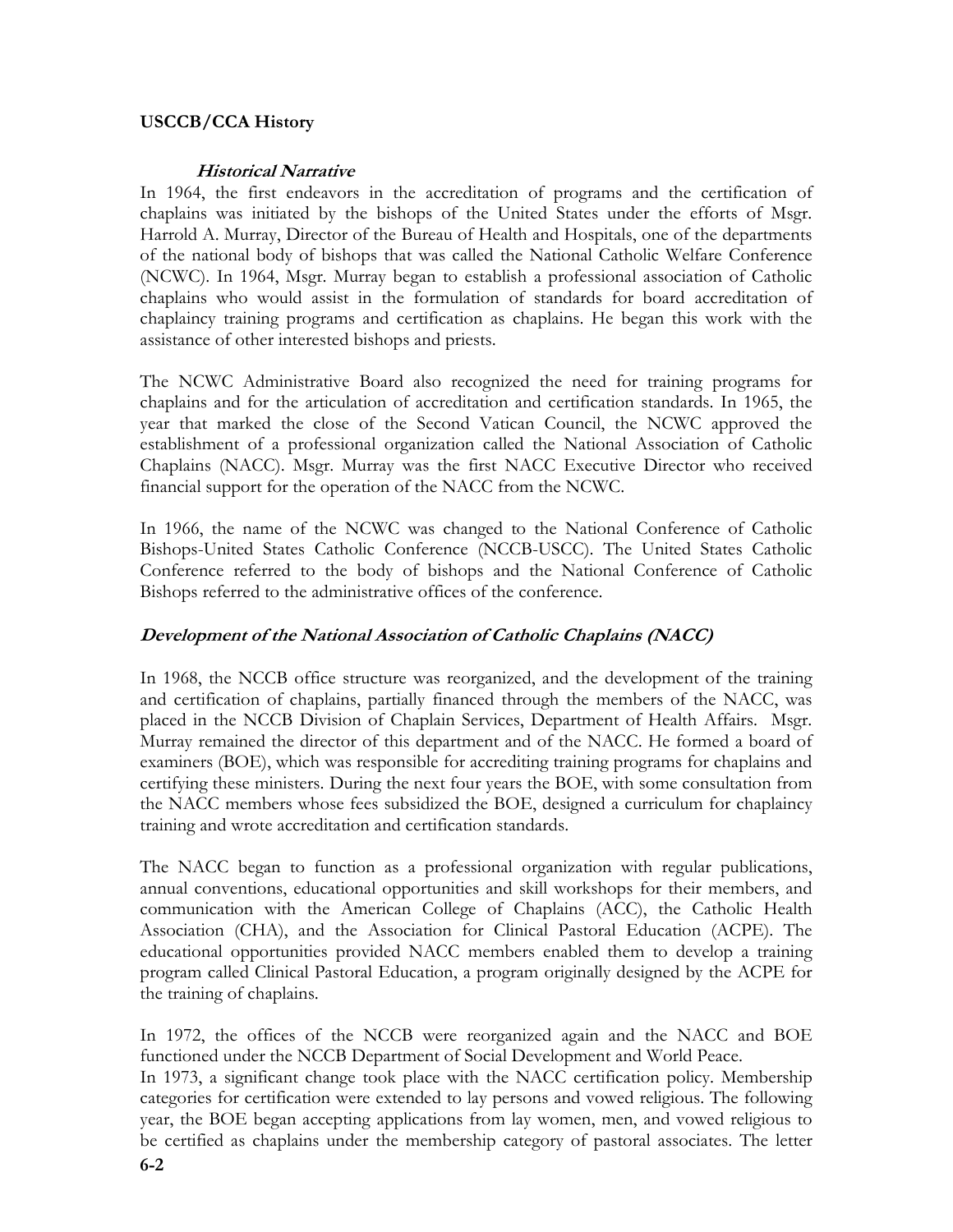## USCCB/CCA History

### *Historical Narrative*

In 1964, the first endeavors in the accreditation of programs and the certification of chaplains was initiated by the bishops of the United States under the efforts of Msgr. Harrold A. Murray, Director of the Bureau of Health and Hospitals, one of the departments of the national body of bishops that was called the National Catholic Welfare Conference (NCWC). In 1964, Msgr. Murray began to establish a professional association of Catholic chaplains who would assist in the formulation of standards for board accreditation of chaplaincy training programs and certification as chaplains. He began this work with the assistance of other interested bishops and priests.

The NCWC Administrative Board also recognized the need for training programs for chaplains and for the articulation of accreditation and certification standards. In 1965, the year that marked the close of the Second Vatican Council, the NCWC approved the establishment of a professional organization called the National Association of Catholic Chaplains (NACC). Msgr. Murray was the first NACC Executive Director who received financial support for the operation of the NACC from the NCWC.

In 1966, the name of the NCWC was changed to the National Conference of Catholic Bishops-United States Catholic Conference (NCCB-USCC). The United States Catholic Conference referred to the body of bishops and the National Conference of Catholic Bishops referred to the administrative offices of the conference.

### *Development of the National Association of Catholic Chaplains (NACC)*

In 1968, the NCCB office structure was reorganized, and the development of the training and certification of chaplains, partially financed through the members of the NACC, was placed in the NCCB Division of Chaplain Services, Department of Health Affairs. Msgr. Murray remained the director of this department and of the NACC. He formed a board of examiners (BOE), which was responsible for accrediting training programs for chaplains and certifying these ministers. During the next four years the BOE, with some consultation from the NACC members whose fees subsidized the BOE, designed a curriculum for chaplaincy training and wrote accreditation and certification standards.

The NACC began to function as a professional organization with regular publications, annual conventions, educational opportunities and skill workshops for their members, and communication with the American College of Chaplains (ACC), the Catholic Health Association (CHA), and the Association for Clinical Pastoral Education (ACPE). The educational opportunities provided NACC members enabled them to develop a training program called Clinical Pastoral Education, a program originally designed by the ACPE for the training of chaplains.

In 1972, the offices of the NCCB were reorganized again and the NACC and BOE functioned under the NCCB Department of Social Development and World Peace.

In 1973, a significant change took place with the NACC certification policy. Membership categories for certification were extended to lay persons and vowed religious. The following year, the BOE began accepting applications from lay women, men, and vowed religious to be certified as chaplains under the membership category of pastoral associates. The letter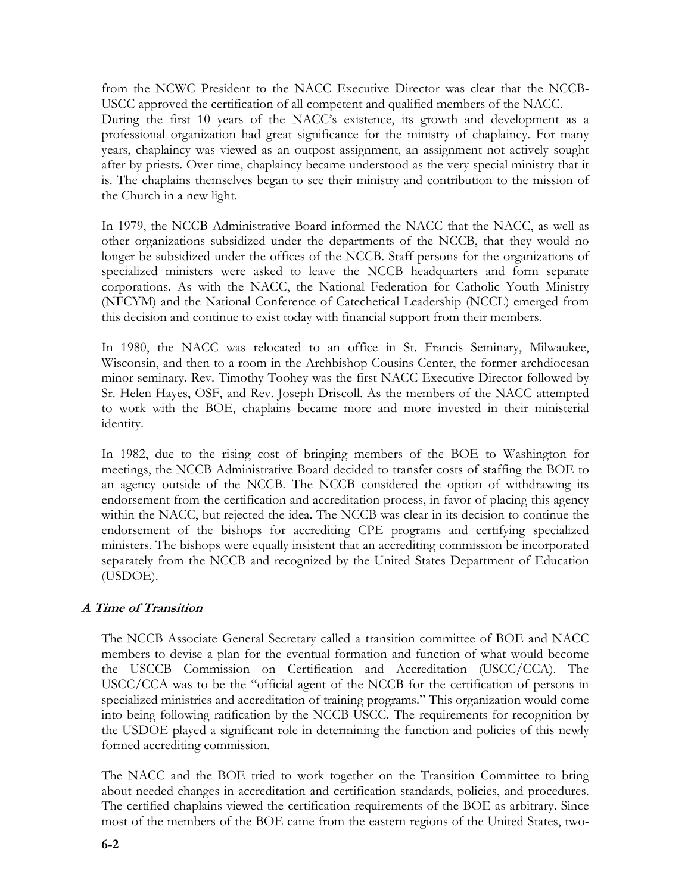from the NCWC President to the NACC Executive Director was clear that the NCCB-USCC approved the certification of all competent and qualified members of the NACC.
During the first 10 years of the NACC's existence, its growth and development as a professional organization had great significance for the ministry of chaplaincy. For many years, chaplaincy was viewed as an outpost assignment, an assignment not actively sought after by priests. Over time, chaplaincy became understood as the very special ministry that it is. The chaplains themselves began to see their ministry and contribution to the mission of the Church in a new light.

In 1979, the NCCB Administrative Board informed the NACC that the NACC, as well as other organizations subsidized under the departments of the NCCB, that they would no longer be subsidized under the offices of the NCCB. Staff persons for the organizations of specialized ministers were asked to leave the NCCB headquarters and form separate corporations. As with the NACC, the National Federation for Catholic Youth Ministry (NFCYM) and the National Conference of Catechetical Leadership (NCCL) emerged from this decision and continue to exist today with financial support from their members.

In 1980, the NACC was relocated to an office in St. Francis Seminary, Milwaukee, Wisconsin, and then to a room in the Archbishop Cousins Center, the former archdiocesan minor seminary. Rev. Timothy Toohey was the first NACC Executive Director followed by Sr. Helen Hayes, OSF, and Rev. Joseph Driscoll. As the members of the NACC attempted to work with the BOE, chaplains became more and more invested in their ministerial identity.

In 1982, due to the rising cost of bringing members of the BOE to Washington for meetings, the NCCB Administrative Board decided to transfer costs of staffing the BOE to an agency outside of the NCCB. The NCCB considered the option of withdrawing its endorsement from the certification and accreditation process, in favor of placing this agency within the NACC, but rejected the idea. The NCCB was clear in its decision to continue the endorsement of the bishops for accrediting CPE programs and certifying specialized ministers. The bishops were equally insistent that an accrediting commission be incorporated separately from the NCCB and recognized by the United States Department of Education (USDOE).

### *A Time of Transition*

The NCCB Associate General Secretary called a transition committee of BOE and NACC members to devise a plan for the eventual formation and function of what would become the USCCB Commission on Certification and Accreditation (USCC/CCA). The USCC/CCA was to be the "official agent of the NCCB for the certification of persons in specialized ministries and accreditation of training programs." This organization would come into being following ratification by the NCCB-USCC. The requirements for recognition by the USDOE played a significant role in determining the function and policies of this newly formed accrediting commission.

The NACC and the BOE tried to work together on the Transition Committee to bring about needed changes in accreditation and certification standards, policies, and procedures. The certified chaplains viewed the certification requirements of the BOE as arbitrary. Since most of the members of the BOE came from the eastern regions of the United States, two-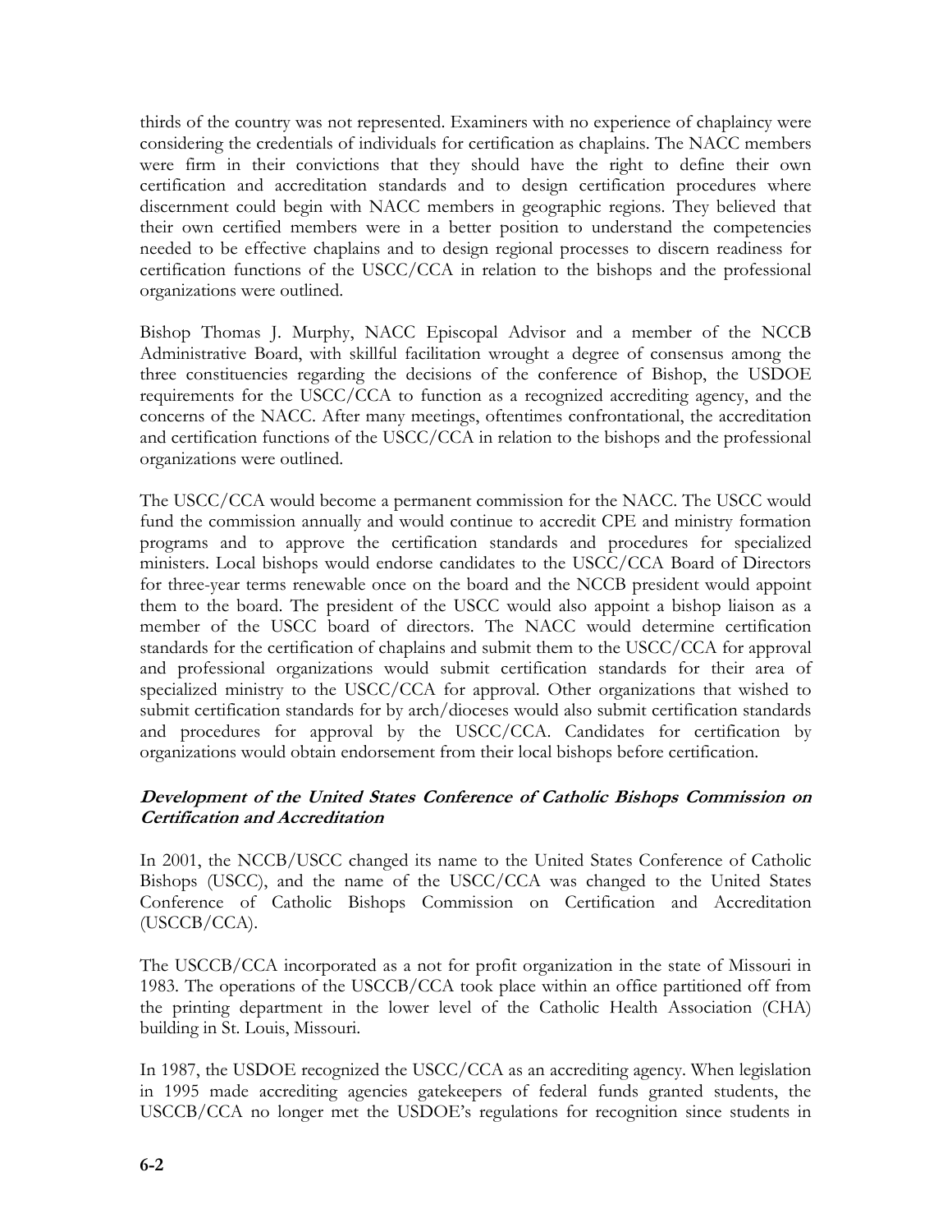thirds of the country was not represented. Examiners with no experience of chaplaincy were considering the credentials of individuals for certification as chaplains. The NACC members were firm in their convictions that they should have the right to define their own certification and accreditation standards and to design certification procedures where discernment could begin with NACC members in geographic regions. They believed that their own certified members were in a better position to understand the competencies needed to be effective chaplains and to design regional processes to discern readiness for certification functions of the USCC/CCA in relation to the bishops and the professional organizations were outlined.

Bishop Thomas J. Murphy, NACC Episcopal Advisor and a member of the NCCB Administrative Board, with skillful facilitation wrought a degree of consensus among the three constituencies regarding the decisions of the conference of Bishop, the USDOE requirements for the USCC/CCA to function as a recognized accrediting agency, and the concerns of the NACC. After many meetings, oftentimes confrontational, the accreditation and certification functions of the USCC/CCA in relation to the bishops and the professional organizations were outlined.

The USCC/CCA would become a permanent commission for the NACC. The USCC would fund the commission annually and would continue to accredit CPE and ministry formation programs and to approve the certification standards and procedures for specialized ministers. Local bishops would endorse candidates to the USCC/CCA Board of Directors for three-year terms renewable once on the board and the NCCB president would appoint them to the board. The president of the USCC would also appoint a bishop liaison as a member of the USCC board of directors. The NACC would determine certification standards for the certification of chaplains and submit them to the USCC/CCA for approval and professional organizations would submit certification standards for their area of specialized ministry to the USCC/CCA for approval. Other organizations that wished to submit certification standards for by arch/dioceses would also submit certification standards and procedures for approval by the USCC/CCA. Candidates for certification by organizations would obtain endorsement from their local bishops before certification.

### *Development of the United States Conference of Catholic Bishops Commission on Certification and Accreditation*

In 2001, the NCCB/USCC changed its name to the United States Conference of Catholic Bishops (USCC), and the name of the USCC/CCA was changed to the United States Conference of Catholic Bishops Commission on Certification and Accreditation (USCCB/CCA).

The USCCB/CCA incorporated as a not for profit organization in the state of Missouri in 1983. The operations of the USCCB/CCA took place within an office partitioned off from the printing department in the lower level of the Catholic Health Association (CHA) building in St. Louis, Missouri.

In 1987, the USDOE recognized the USCC/CCA as an accrediting agency. When legislation in 1995 made accrediting agencies gatekeepers of federal funds granted students, the USCCB/CCA no longer met the USDOE's regulations for recognition since students in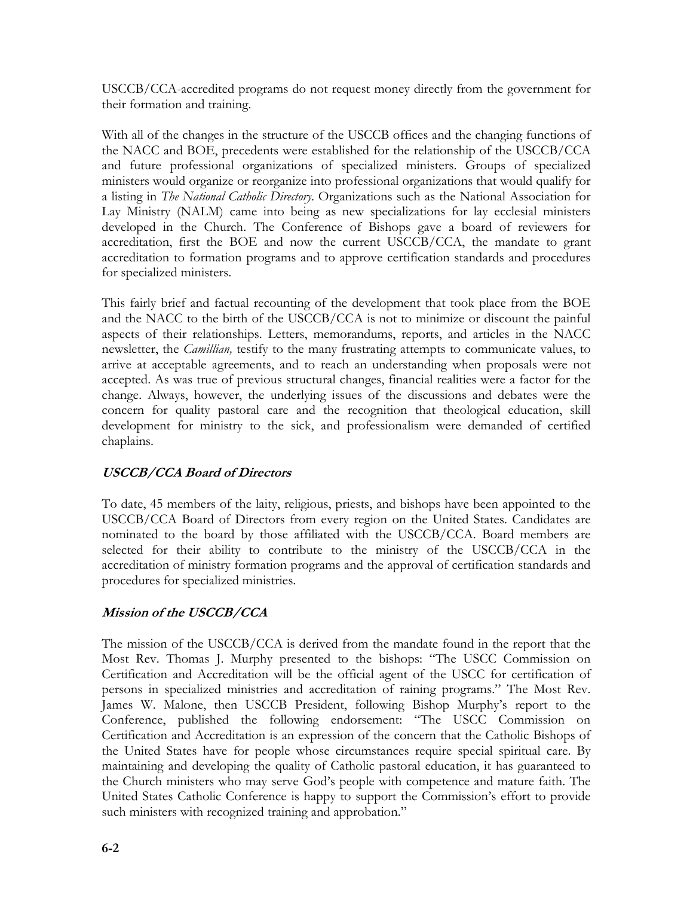USCCB/CCA-accredited programs do not request money directly from the government for their formation and training.

With all of the changes in the structure of the USCCB offices and the changing functions of the NACC and BOE, precedents were established for the relationship of the USCCB/CCA and future professional organizations of specialized ministers. Groups of specialized ministers would organize or reorganize into professional organizations that would qualify for a listing in *The National Catholic Directory*. Organizations such as the National Association for Lay Ministry (NALM) came into being as new specializations for lay ecclesial ministers developed in the Church. The Conference of Bishops gave a board of reviewers for accreditation, first the BOE and now the current USCCB/CCA, the mandate to grant accreditation to formation programs and to approve certification standards and procedures for specialized ministers.

This fairly brief and factual recounting of the development that took place from the BOE and the NACC to the birth of the USCCB/CCA is not to minimize or discount the painful aspects of their relationships. Letters, memorandums, reports, and articles in the NACC newsletter, the *Camillian,* testify to the many frustrating attempts to communicate values, to arrive at acceptable agreements, and to reach an understanding when proposals were not accepted. As was true of previous structural changes, financial realities were a factor for the change. Always, however, the underlying issues of the discussions and debates were the concern for quality pastoral care and the recognition that theological education, skill development for ministry to the sick, and professionalism were demanded of certified chaplains.

### *USCCB/CCA Board of Directors*

To date, 45 members of the laity, religious, priests, and bishops have been appointed to the USCCB/CCA Board of Directors from every region on the United States. Candidates are nominated to the board by those affiliated with the USCCB/CCA. Board members are selected for their ability to contribute to the ministry of the USCCB/CCA in the accreditation of ministry formation programs and the approval of certification standards and procedures for specialized ministries.

### *Mission of the USCCB/CCA*

The mission of the USCCB/CCA is derived from the mandate found in the report that the Most Rev. Thomas J. Murphy presented to the bishops: "The USCC Commission on Certification and Accreditation will be the official agent of the USCC for certification of persons in specialized ministries and accreditation of raining programs." The Most Rev. James W. Malone, then USCCB President, following Bishop Murphy's report to the Conference, published the following endorsement: "The USCC Commission on Certification and Accreditation is an expression of the concern that the Catholic Bishops of the United States have for people whose circumstances require special spiritual care. By maintaining and developing the quality of Catholic pastoral education, it has guaranteed to the Church ministers who may serve God's people with competence and mature faith. The United States Catholic Conference is happy to support the Commission's effort to provide such ministers with recognized training and approbation."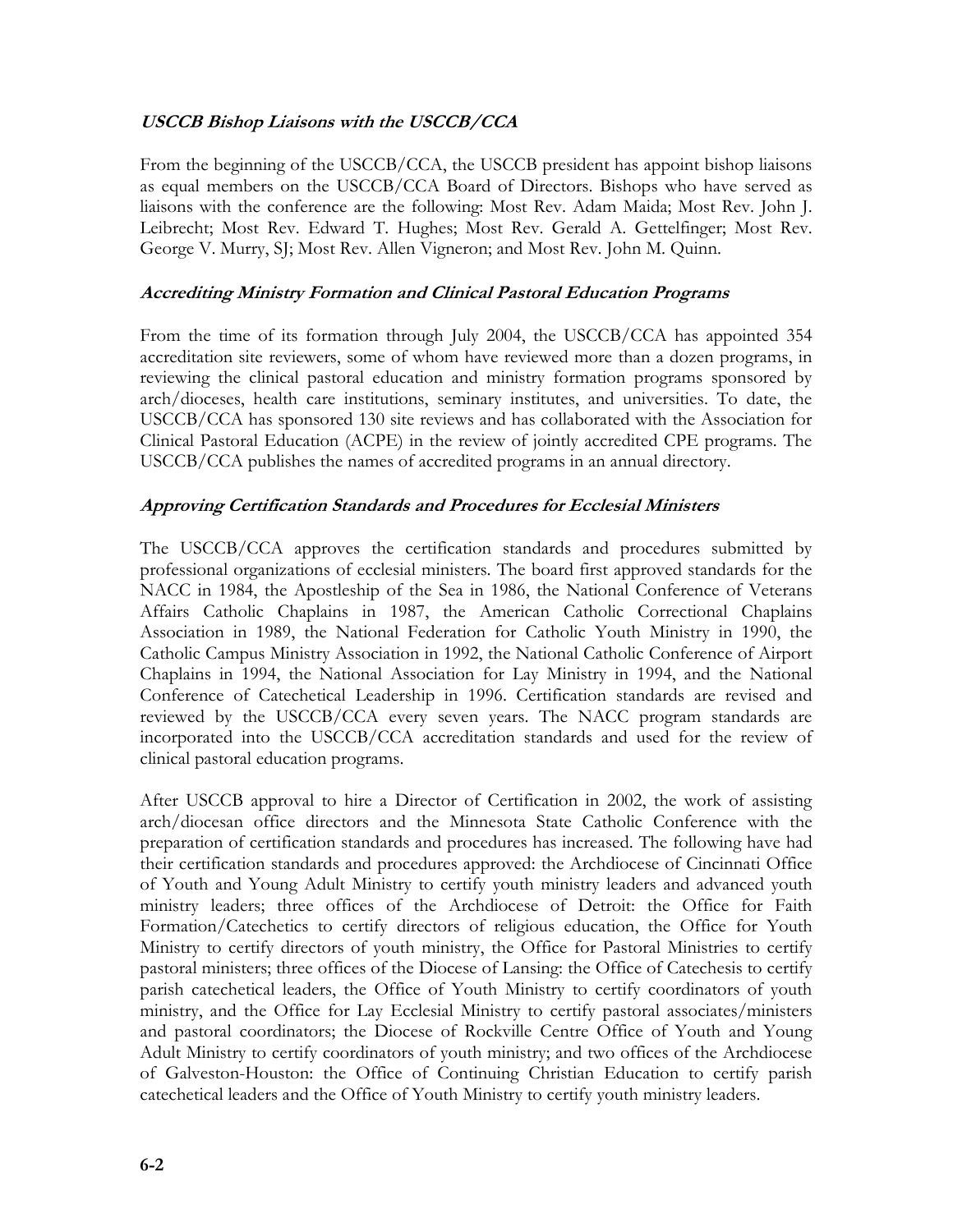### *USCCB Bishop Liaisons with the USCCB/CCA*

From the beginning of the USCCB/CCA, the USCCB president has appoint bishop liaisons as equal members on the USCCB/CCA Board of Directors. Bishops who have served as liaisons with the conference are the following: Most Rev. Adam Maida; Most Rev. John J. Leibrecht; Most Rev. Edward T. Hughes; Most Rev. Gerald A. Gettelfinger; Most Rev. George V. Murry, SJ; Most Rev. Allen Vigneron; and Most Rev. John M. Quinn.

### *Accrediting Ministry Formation and Clinical Pastoral Education Programs*

From the time of its formation through July 2004, the USCCB/CCA has appointed 354 accreditation site reviewers, some of whom have reviewed more than a dozen programs, in reviewing the clinical pastoral education and ministry formation programs sponsored by arch/dioceses, health care institutions, seminary institutes, and universities. To date, the USCCB/CCA has sponsored 130 site reviews and has collaborated with the Association for Clinical Pastoral Education (ACPE) in the review of jointly accredited CPE programs. The USCCB/CCA publishes the names of accredited programs in an annual directory.

### *Approving Certification Standards and Procedures for Ecclesial Ministers*

The USCCB/CCA approves the certification standards and procedures submitted by professional organizations of ecclesial ministers. The board first approved standards for the NACC in 1984, the Apostleship of the Sea in 1986, the National Conference of Veterans Affairs Catholic Chaplains in 1987, the American Catholic Correctional Chaplains Association in 1989, the National Federation for Catholic Youth Ministry in 1990, the Catholic Campus Ministry Association in 1992, the National Catholic Conference of Airport Chaplains in 1994, the National Association for Lay Ministry in 1994, and the National Conference of Catechetical Leadership in 1996. Certification standards are revised and reviewed by the USCCB/CCA every seven years. The NACC program standards are incorporated into the USCCB/CCA accreditation standards and used for the review of clinical pastoral education programs.

After USCCB approval to hire a Director of Certification in 2002, the work of assisting arch/diocesan office directors and the Minnesota State Catholic Conference with the preparation of certification standards and procedures has increased. The following have had their certification standards and procedures approved: the Archdiocese of Cincinnati Office of Youth and Young Adult Ministry to certify youth ministry leaders and advanced youth ministry leaders; three offices of the Archdiocese of Detroit: the Office for Faith Formation/Catechetics to certify directors of religious education, the Office for Youth Ministry to certify directors of youth ministry, the Office for Pastoral Ministries to certify pastoral ministers; three offices of the Diocese of Lansing: the Office of Catechesis to certify parish catechetical leaders, the Office of Youth Ministry to certify coordinators of youth ministry, and the Office for Lay Ecclesial Ministry to certify pastoral associates/ministers and pastoral coordinators; the Diocese of Rockville Centre Office of Youth and Young Adult Ministry to certify coordinators of youth ministry; and two offices of the Archdiocese of Galveston-Houston: the Office of Continuing Christian Education to certify parish catechetical leaders and the Office of Youth Ministry to certify youth ministry leaders.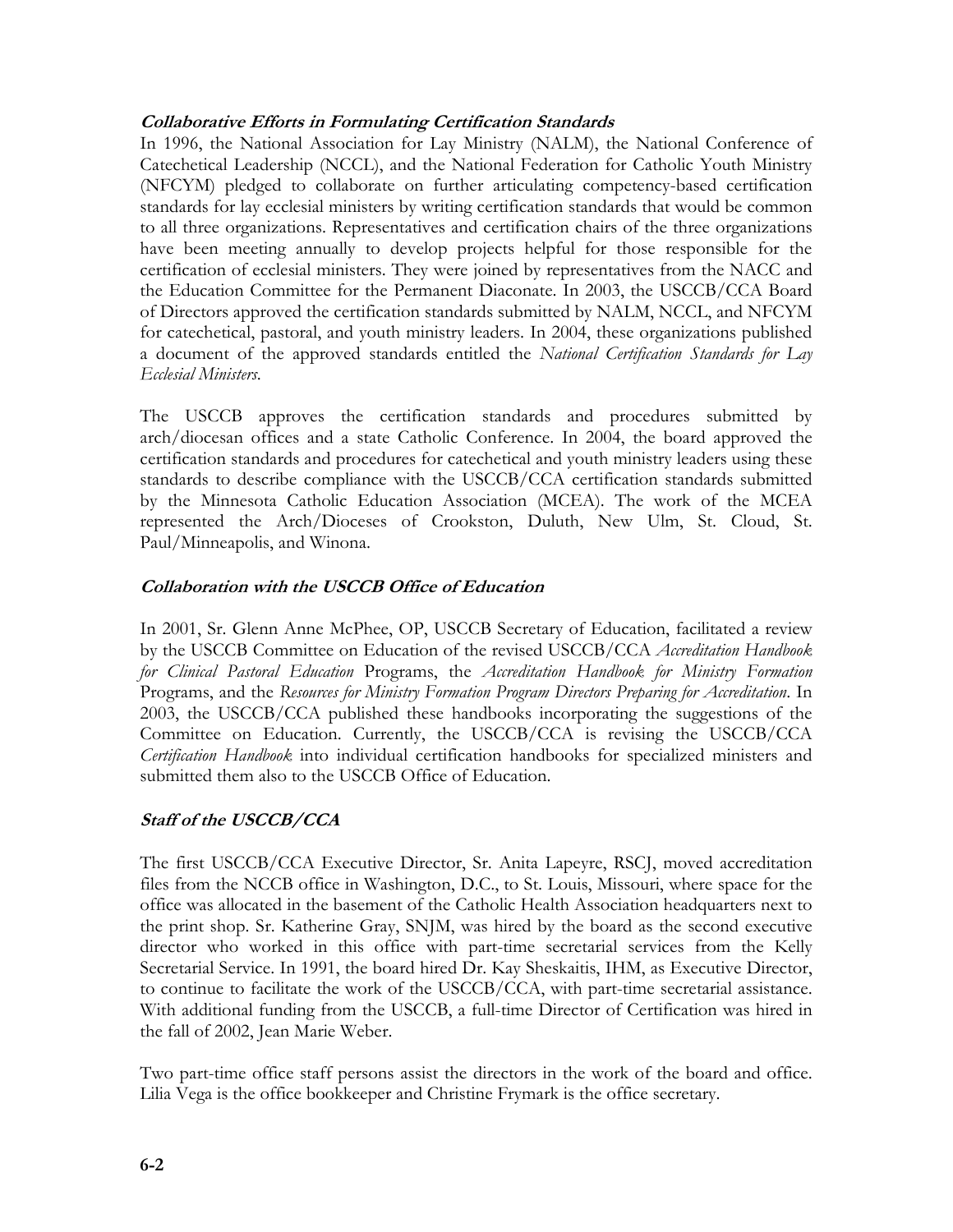### *Collaborative Efforts in Formulating Certification Standards*

In 1996, the National Association for Lay Ministry (NALM), the National Conference of Catechetical Leadership (NCCL), and the National Federation for Catholic Youth Ministry (NFCYM) pledged to collaborate on further articulating competency-based certification standards for lay ecclesial ministers by writing certification standards that would be common to all three organizations. Representatives and certification chairs of the three organizations have been meeting annually to develop projects helpful for those responsible for the certification of ecclesial ministers. They were joined by representatives from the NACC and the Education Committee for the Permanent Diaconate. In 2003, the USCCB/CCA Board of Directors approved the certification standards submitted by NALM, NCCL, and NFCYM for catechetical, pastoral, and youth ministry leaders. In 2004, these organizations published a document of the approved standards entitled the *National Certification Standards for Lay Ecclesial Ministers*.

The USCCB approves the certification standards and procedures submitted by arch/diocesan offices and a state Catholic Conference. In 2004, the board approved the certification standards and procedures for catechetical and youth ministry leaders using these standards to describe compliance with the USCCB/CCA certification standards submitted by the Minnesota Catholic Education Association (MCEA). The work of the MCEA represented the Arch/Dioceses of Crookston, Duluth, New Ulm, St. Cloud, St. Paul/Minneapolis, and Winona.

### *Collaboration with the USCCB Office of Education*

In 2001, Sr. Glenn Anne McPhee, OP, USCCB Secretary of Education, facilitated a review by the USCCB Committee on Education of the revised USCCB/CCA *Accreditation Handbook for Clinical Pastoral Education* Programs, the *Accreditation Handbook for Ministry Formation* Programs, and the *Resources for Ministry Formation Program Directors Preparing for Accreditation*. In 2003, the USCCB/CCA published these handbooks incorporating the suggestions of the Committee on Education. Currently, the USCCB/CCA is revising the USCCB/CCA *Certification Handbook* into individual certification handbooks for specialized ministers and submitted them also to the USCCB Office of Education.

### *Staff of the USCCB/CCA*

The first USCCB/CCA Executive Director, Sr. Anita Lapeyre, RSCJ, moved accreditation files from the NCCB office in Washington, D.C., to St. Louis, Missouri, where space for the office was allocated in the basement of the Catholic Health Association headquarters next to the print shop. Sr. Katherine Gray, SNJM, was hired by the board as the second executive director who worked in this office with part-time secretarial services from the Kelly Secretarial Service. In 1991, the board hired Dr. Kay Sheskaitis, IHM, as Executive Director, to continue to facilitate the work of the USCCB/CCA, with part-time secretarial assistance. With additional funding from the USCCB, a full-time Director of Certification was hired in the fall of 2002, Jean Marie Weber.

Two part-time office staff persons assist the directors in the work of the board and office. Lilia Vega is the office bookkeeper and Christine Frymark is the office secretary.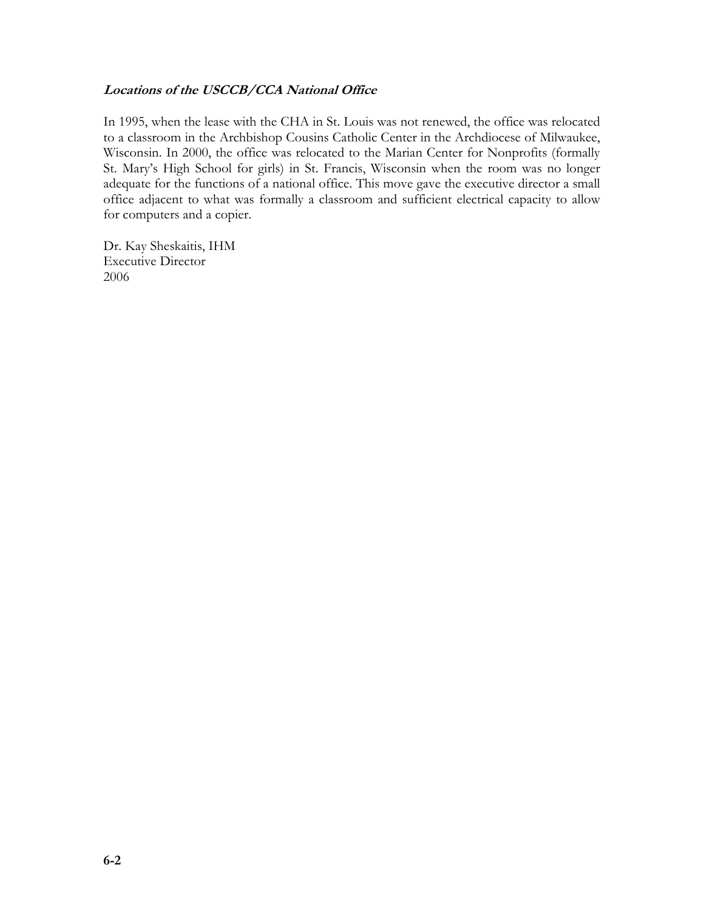***Locations of the USCCB/CCA National Office***

In 1995, when the lease with the CHA in St. Louis was not renewed, the office was relocated to a classroom in the Archbishop Cousins Catholic Center in the Archdiocese of Milwaukee, Wisconsin. In 2000, the office was relocated to the Marian Center for Nonprofits (formally St. Mary's High School for girls) in St. Francis, Wisconsin when the room was no longer adequate for the functions of a national office. This move gave the executive director a small office adjacent to what was formally a classroom and sufficient electrical capacity to allow for computers and a copier.

Dr. Kay Sheskaitis, IHM
Executive Director
2006